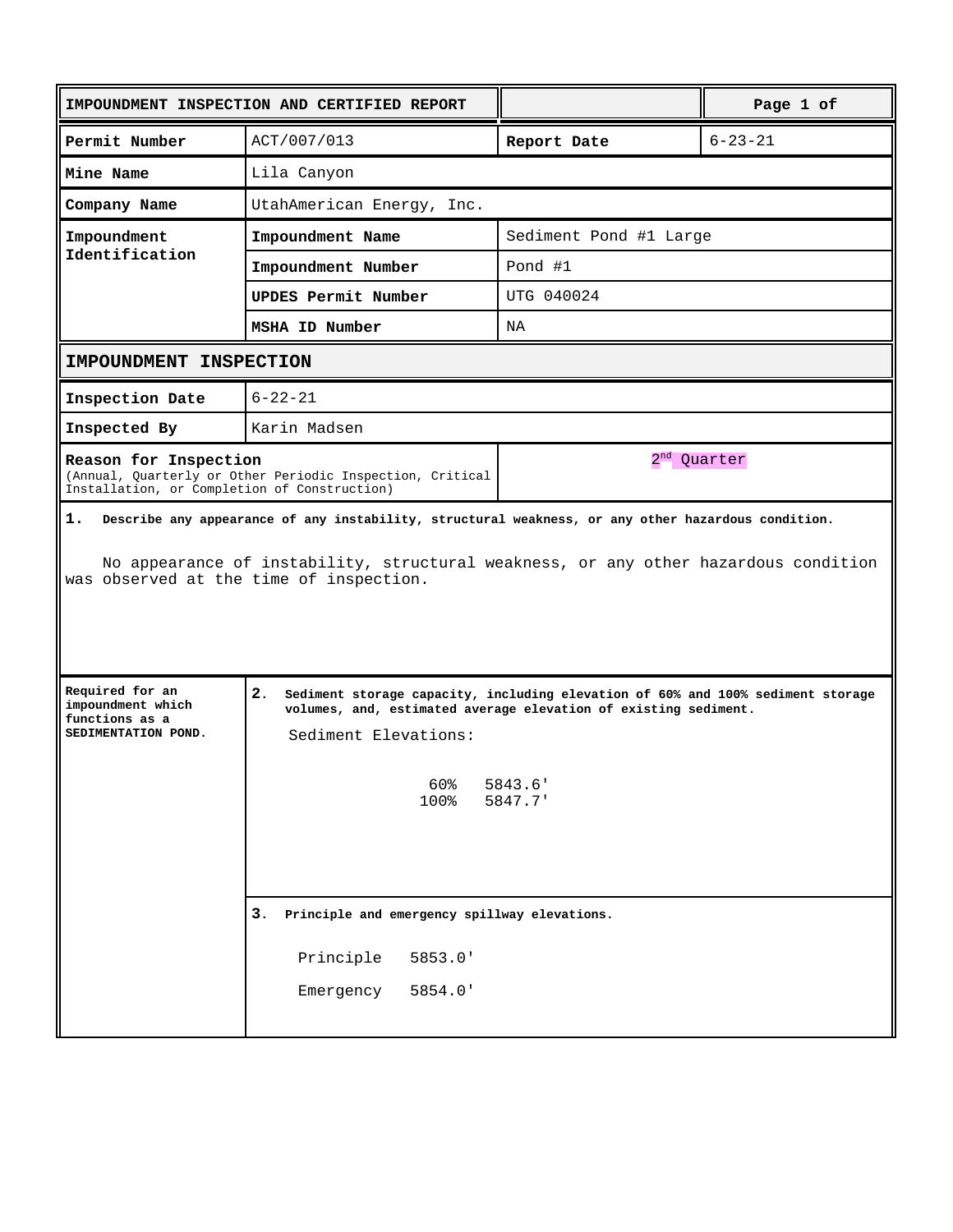| IMPOUNDMENT INSPECTION AND CERTIFIED REPORT | | | Page 1 of |
|---|---|---|---|
| **Permit Number** | ACT/007/013 | **Report Date** | 6-23-21 |
| **Mine Name** | Lila Canyon | | |
| **Company Name** | UtahAmerican Energy, Inc. | | |
| **Impoundment Identification** | **Impoundment Name** | Sediment Pond #1 Large | |
| | **Impoundment Number** | Pond #1 | |
| | **UPDES Permit Number** | UTG 040024 | |
| | **MSHA ID Number** | NA | |

## IMPOUNDMENT INSPECTION

| | |
|---|---|
| **Inspection Date** | 6-22-21 |
| **Inspected By** | Karin Madsen |
| **Reason for Inspection** (Annual, Quarterly or Other Periodic Inspection, Critical Installation, or Completion of Construction) | 2nd Quarter |

**1. Describe any appearance of any instability, structural weakness, or any other hazardous condition.**

No appearance of instability, structural weakness, or any other hazardous condition was observed at the time of inspection.

**Required for an impoundment which functions as a SEDIMENTATION POND.**

**2. Sediment storage capacity, including elevation of 60% and 100% sediment storage volumes, and, estimated average elevation of existing sediment.**

Sediment Elevations:

| | |
|---|---|
| 60% | 5843.6' |
| 100% | 5847.7' |

**3. Principle and emergency spillway elevations.**

| | |
|---|---|
| Principle | 5853.0' |
| Emergency | 5854.0' |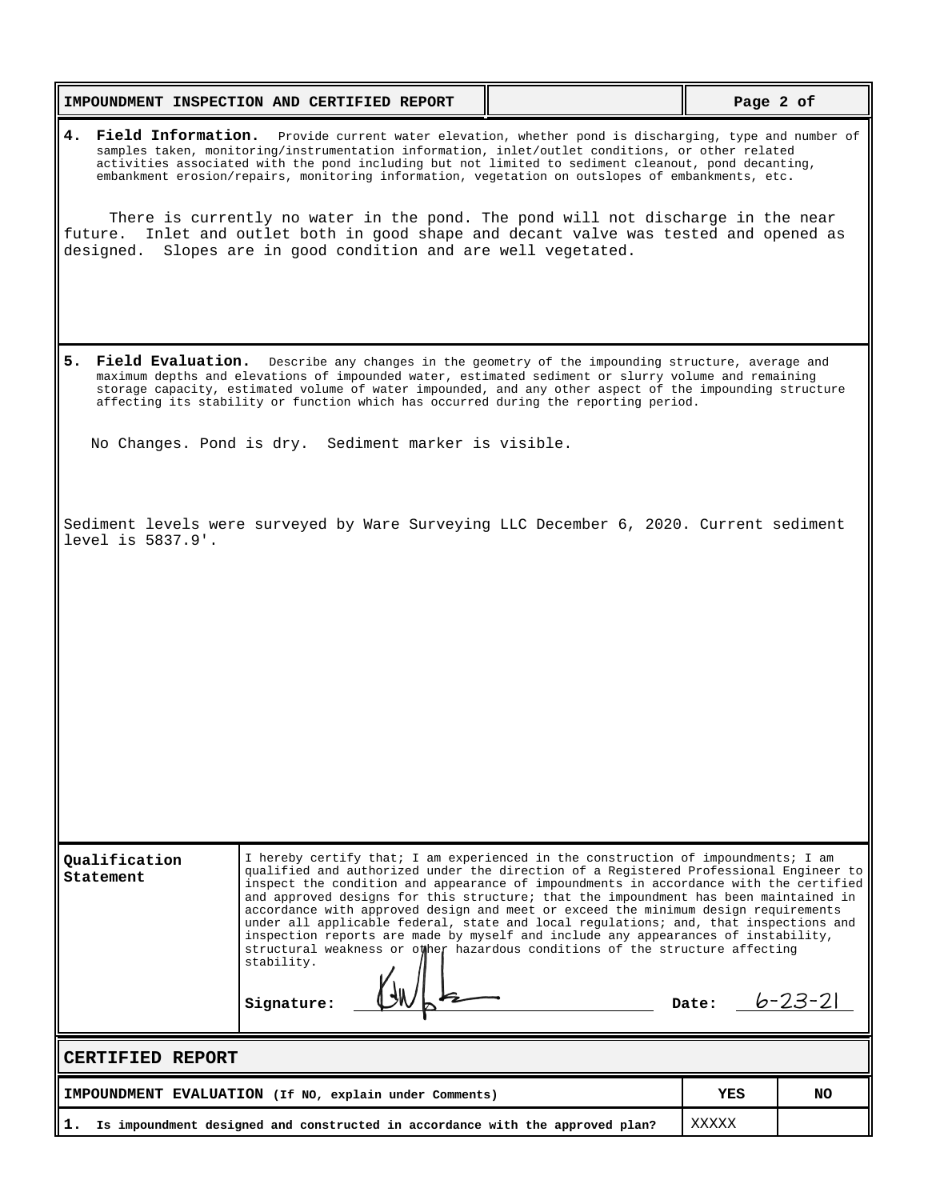| IMPOUNDMENT INSPECTION AND CERTIFIED REPORT | | Page 2 of |
|---|---|---|

**4. Field Information.** Provide current water elevation, whether pond is discharging, type and number of samples taken, monitoring/instrumentation information, inlet/outlet conditions, or other related activities associated with the pond including but not limited to sediment cleanout, pond decanting, embankment erosion/repairs, monitoring information, vegetation on outslopes of embankments, etc.

There is currently no water in the pond. The pond will not discharge in the near future. Inlet and outlet both in good shape and decant valve was tested and opened as designed. Slopes are in good condition and are well vegetated.

**5. Field Evaluation.** Describe any changes in the geometry of the impounding structure, average and maximum depths and elevations of impounded water, estimated sediment or slurry volume and remaining storage capacity, estimated volume of water impounded, and any other aspect of the impounding structure affecting its stability or function which has occurred during the reporting period.

No Changes. Pond is dry. Sediment marker is visible.

Sediment levels were surveyed by Ware Surveying LLC December 6, 2020. Current sediment level is 5837.9'.

**Qualification Statement**

I hereby certify that; I am experienced in the construction of impoundments; I am qualified and authorized under the direction of a Registered Professional Engineer to inspect the condition and appearance of impoundments in accordance with the certified and approved designs for this structure; that the impoundment has been maintained in accordance with approved design and meet or exceed the minimum design requirements under all applicable federal, state and local regulations; and, that inspections and inspection reports are made by myself and include any appearances of instability, structural weakness or other hazardous conditions of the structure affecting stability.

**Signature:** [signature] **Date:** 6-23-21

## CERTIFIED REPORT

| IMPOUNDMENT EVALUATION (If NO, explain under Comments) | YES | NO |
|---|---|---|
| 1. Is impoundment designed and constructed in accordance with the approved plan? | XXXXX | |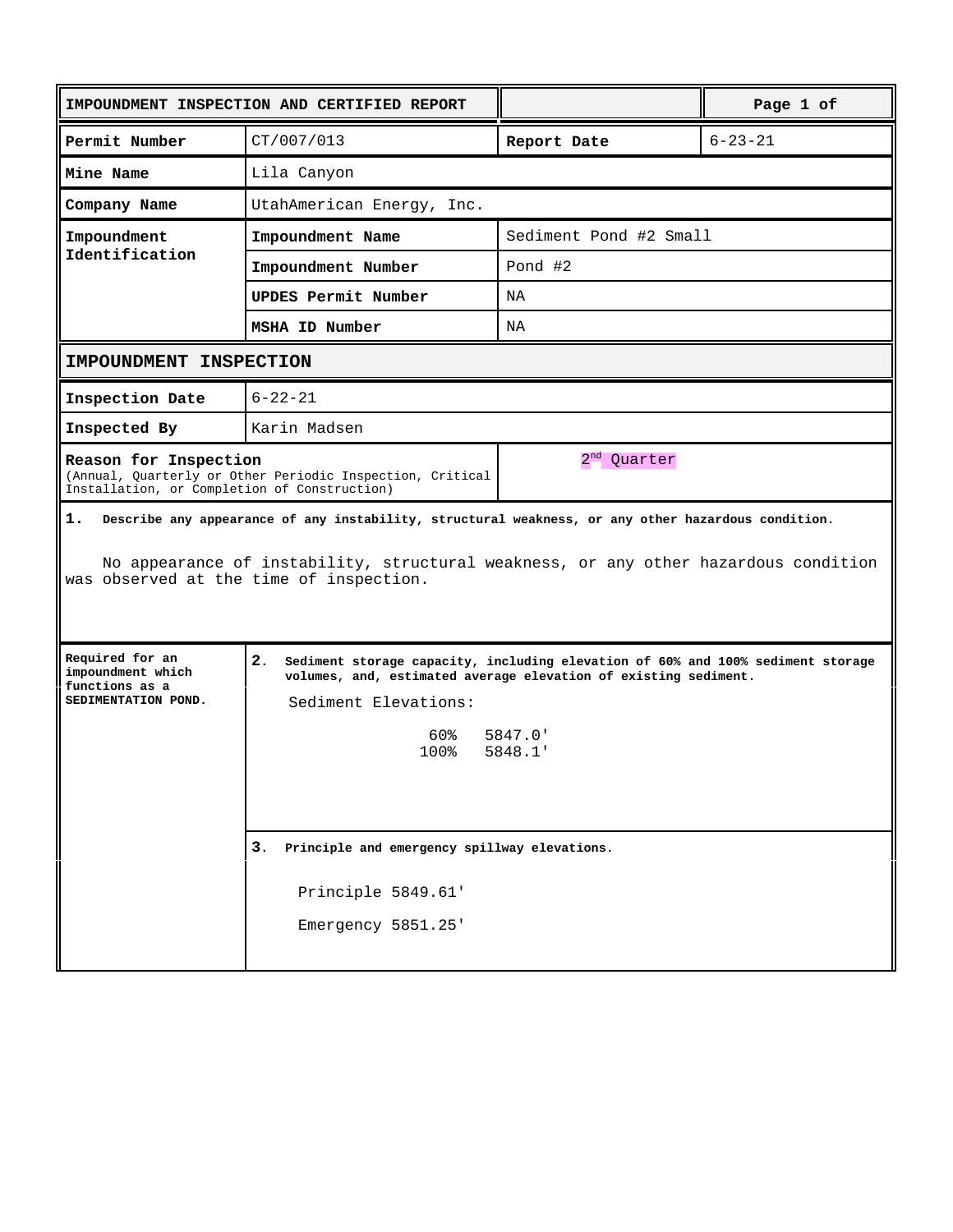| IMPOUNDMENT INSPECTION AND CERTIFIED REPORT | | | Page 1 of |
|---|---|---|---|
| **Permit Number** | CT/007/013 | **Report Date** | 6-23-21 |
| **Mine Name** | Lila Canyon | | |
| **Company Name** | UtahAmerican Energy, Inc. | | |
| **Impoundment Identification** | **Impoundment Name** | Sediment Pond #2 Small | |
| | **Impoundment Number** | Pond #2 | |
| | **UPDES Permit Number** | NA | |
| | **MSHA ID Number** | NA | |

## IMPOUNDMENT INSPECTION

| | |
|---|---|
| **Inspection Date** | 6-22-21 |
| **Inspected By** | Karin Madsen |
| **Reason for Inspection** (Annual, Quarterly or Other Periodic Inspection, Critical Installation, or Completion of Construction) | 2nd Quarter |

**1. Describe any appearance of any instability, structural weakness, or any other hazardous condition.**

No appearance of instability, structural weakness, or any other hazardous condition was observed at the time of inspection.

**Required for an impoundment which functions as a SEDIMENTATION POND.**

**2. Sediment storage capacity, including elevation of 60% and 100% sediment storage volumes, and, estimated average elevation of existing sediment.**

Sediment Elevations:

| | |
|---|---|
| 60% | 5847.0' |
| 100% | 5848.1' |

**3. Principle and emergency spillway elevations.**

Principle 5849.61'

Emergency 5851.25'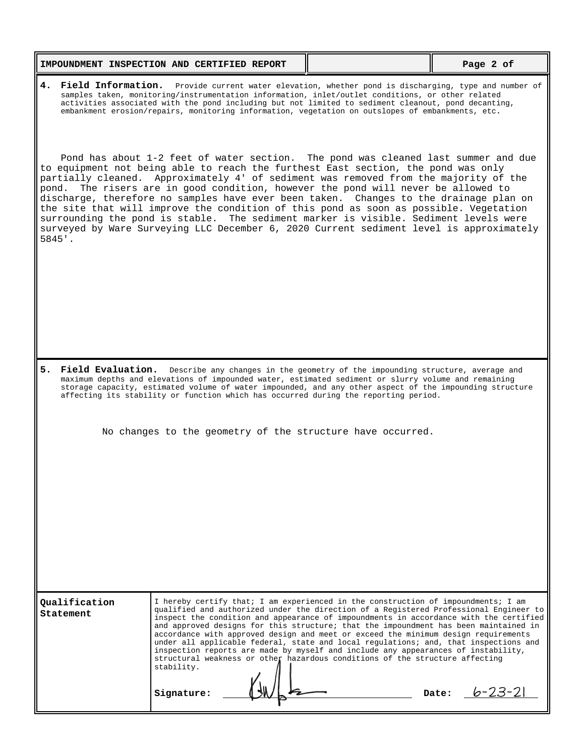| IMPOUNDMENT INSPECTION AND CERTIFIED REPORT | | Page 2 of |
|---|---|---|

**4. Field Information.** Provide current water elevation, whether pond is discharging, type and number of samples taken, monitoring/instrumentation information, inlet/outlet conditions, or other related activities associated with the pond including but not limited to sediment cleanout, pond decanting, embankment erosion/repairs, monitoring information, vegetation on outslopes of embankments, etc.

Pond has about 1-2 feet of water section. The pond was cleaned last summer and due to equipment not being able to reach the furthest East section, the pond was only partially cleaned. Approximately 4' of sediment was removed from the majority of the pond. The risers are in good condition, however the pond will never be allowed to discharge, therefore no samples have ever been taken. Changes to the drainage plan on the site that will improve the condition of this pond as soon as possible. Vegetation surrounding the pond is stable. The sediment marker is visible. Sediment levels were surveyed by Ware Surveying LLC December 6, 2020 Current sediment level is approximately 5845'.

**5. Field Evaluation.** Describe any changes in the geometry of the impounding structure, average and maximum depths and elevations of impounded water, estimated sediment or slurry volume and remaining storage capacity, estimated volume of water impounded, and any other aspect of the impounding structure affecting its stability or function which has occurred during the reporting period.

No changes to the geometry of the structure have occurred.

**Qualification Statement**

I hereby certify that; I am experienced in the construction of impoundments; I am qualified and authorized under the direction of a Registered Professional Engineer to inspect the condition and appearance of impoundments in accordance with the certified and approved designs for this structure; that the impoundment has been maintained in accordance with approved design and meet or exceed the minimum design requirements under all applicable federal, state and local regulations; and, that inspections and inspection reports are made by myself and include any appearances of instability, structural weakness or other hazardous conditions of the structure affecting stability.

Signature: [signature] Date: 6-23-21